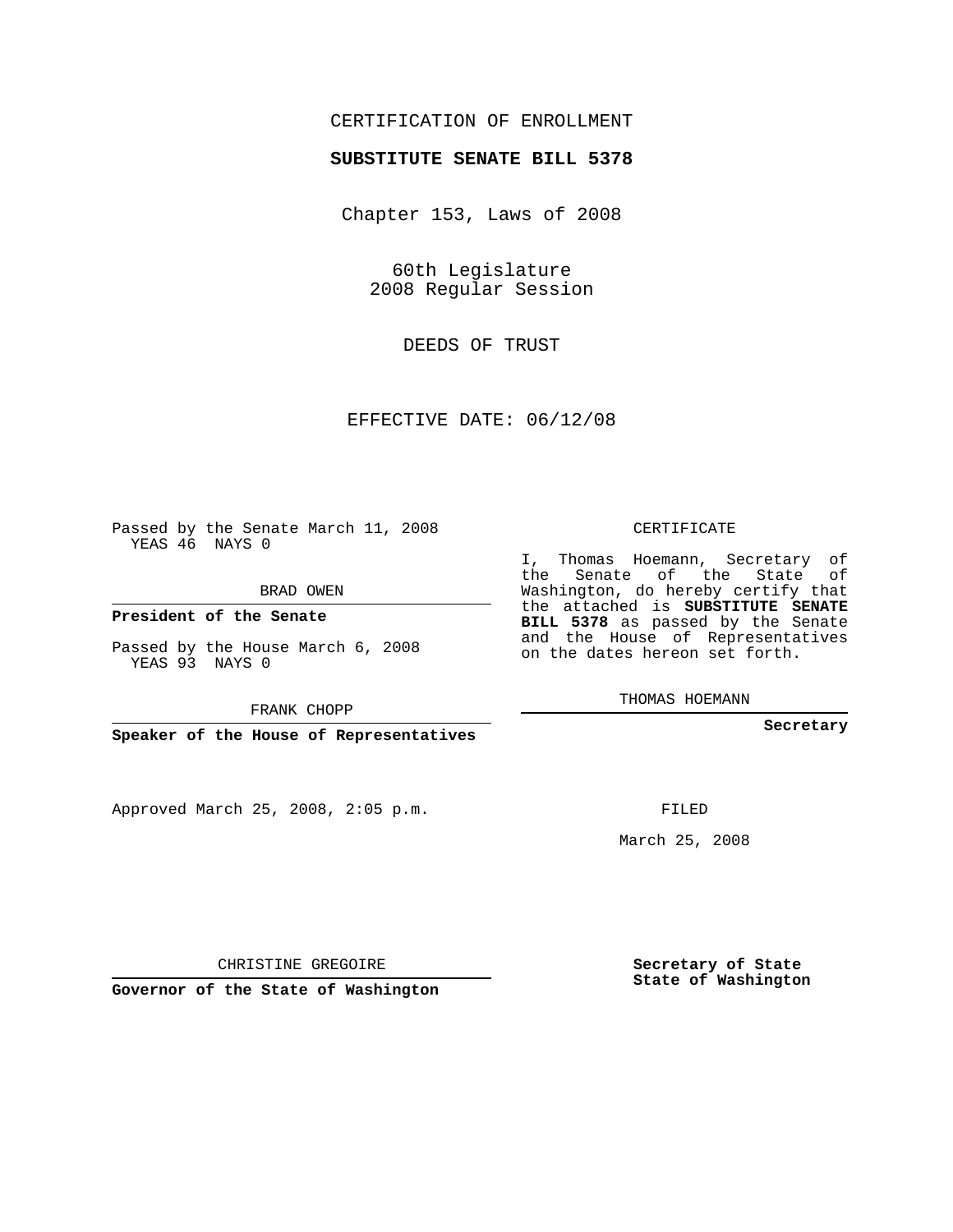CERTIFICATION OF ENROLLMENT

**SUBSTITUTE SENATE BILL 5378**

Chapter 153, Laws of 2008

60th Legislature
2008 Regular Session

DEEDS OF TRUST

EFFECTIVE DATE: 06/12/08

Passed by the Senate March 11, 2008
YEAS 46 NAYS 0

BRAD OWEN

**President of the Senate**

Passed by the House March 6, 2008
YEAS 93 NAYS 0

FRANK CHOPP

**Speaker of the House of Representatives**

Approved March 25, 2008, 2:05 p.m.

CHRISTINE GREGOIRE

**Governor of the State of Washington**

CERTIFICATE

I, Thomas Hoemann, Secretary of the Senate of the State of Washington, do hereby certify that the attached is **SUBSTITUTE SENATE BILL 5378** as passed by the Senate and the House of Representatives on the dates hereon set forth.

THOMAS HOEMANN

**Secretary**

FILED

March 25, 2008

**Secretary of State**
**State of Washington**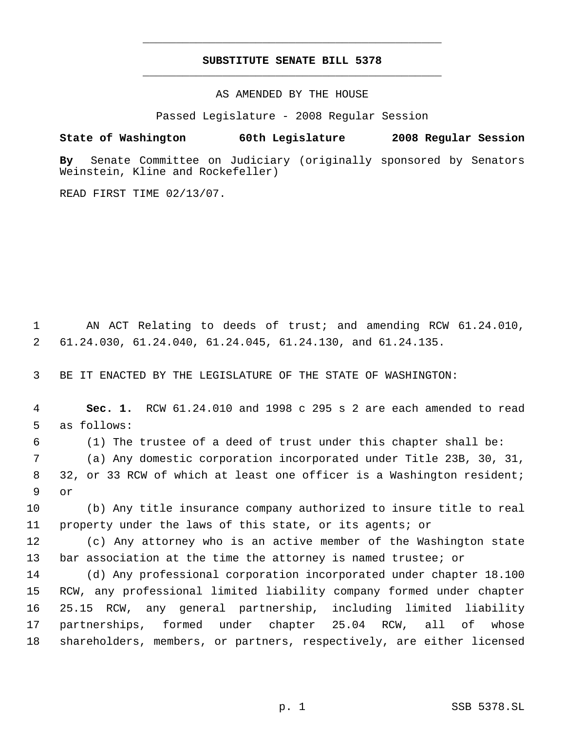# SUBSTITUTE SENATE BILL 5378

AS AMENDED BY THE HOUSE

Passed Legislature - 2008 Regular Session

**State of Washington 60th Legislature 2008 Regular Session**

**By** Senate Committee on Judiciary (originally sponsored by Senators Weinstein, Kline and Rockefeller)

READ FIRST TIME 02/13/07.

AN ACT Relating to deeds of trust; and amending RCW 61.24.010, 61.24.030, 61.24.040, 61.24.045, 61.24.130, and 61.24.135.

BE IT ENACTED BY THE LEGISLATURE OF THE STATE OF WASHINGTON:

**Sec. 1.** RCW 61.24.010 and 1998 c 295 s 2 are each amended to read as follows:

(1) The trustee of a deed of trust under this chapter shall be:

(a) Any domestic corporation incorporated under Title 23B, 30, 31, 32, or 33 RCW of which at least one officer is a Washington resident; or

(b) Any title insurance company authorized to insure title to real property under the laws of this state, or its agents; or

(c) Any attorney who is an active member of the Washington state bar association at the time the attorney is named trustee; or

(d) Any professional corporation incorporated under chapter 18.100 RCW, any professional limited liability company formed under chapter 25.15 RCW, any general partnership, including limited liability partnerships, formed under chapter 25.04 RCW, all of whose shareholders, members, or partners, respectively, are either licensed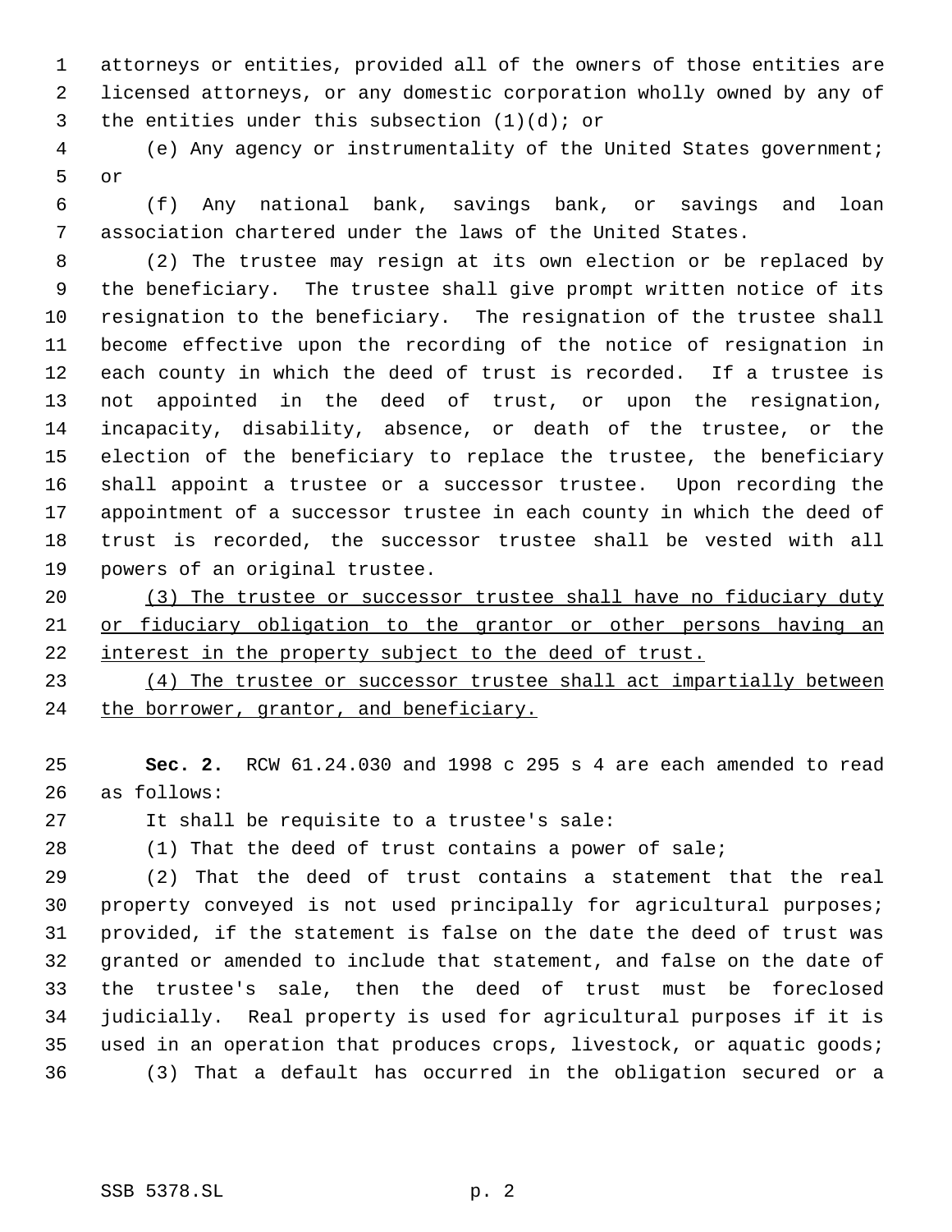attorneys or entities, provided all of the owners of those entities are licensed attorneys, or any domestic corporation wholly owned by any of the entities under this subsection (1)(d); or

(e) Any agency or instrumentality of the United States government; or

(f) Any national bank, savings bank, or savings and loan association chartered under the laws of the United States.

(2) The trustee may resign at its own election or be replaced by the beneficiary. The trustee shall give prompt written notice of its resignation to the beneficiary. The resignation of the trustee shall become effective upon the recording of the notice of resignation in each county in which the deed of trust is recorded. If a trustee is not appointed in the deed of trust, or upon the resignation, incapacity, disability, absence, or death of the trustee, or the election of the beneficiary to replace the trustee, the beneficiary shall appoint a trustee or a successor trustee. Upon recording the appointment of a successor trustee in each county in which the deed of trust is recorded, the successor trustee shall be vested with all powers of an original trustee.

<u>(3) The trustee or successor trustee shall have no fiduciary duty or fiduciary obligation to the grantor or other persons having an interest in the property subject to the deed of trust.</u>

<u>(4) The trustee or successor trustee shall act impartially between the borrower, grantor, and beneficiary.</u>

**Sec. 2.** RCW 61.24.030 and 1998 c 295 s 4 are each amended to read as follows:

It shall be requisite to a trustee's sale:

(1) That the deed of trust contains a power of sale;

(2) That the deed of trust contains a statement that the real property conveyed is not used principally for agricultural purposes; provided, if the statement is false on the date the deed of trust was granted or amended to include that statement, and false on the date of the trustee's sale, then the deed of trust must be foreclosed judicially. Real property is used for agricultural purposes if it is used in an operation that produces crops, livestock, or aquatic goods;

(3) That a default has occurred in the obligation secured or a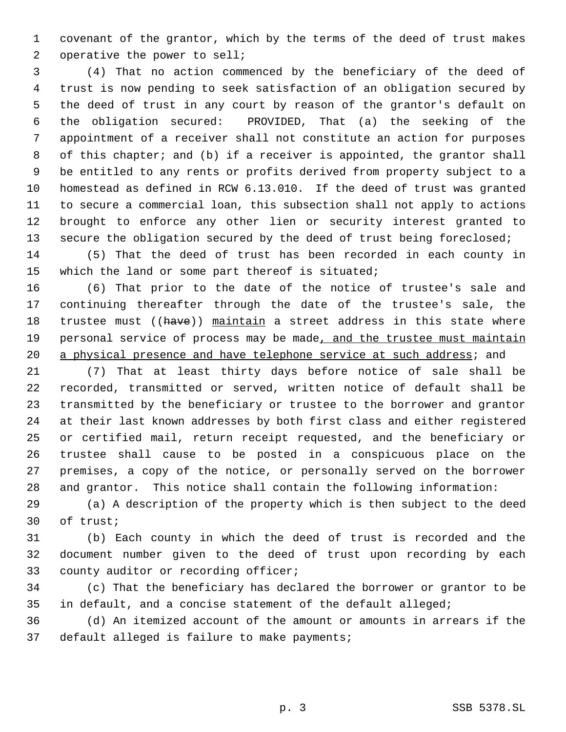covenant of the grantor, which by the terms of the deed of trust makes operative the power to sell;

(4) That no action commenced by the beneficiary of the deed of trust is now pending to seek satisfaction of an obligation secured by the deed of trust in any court by reason of the grantor's default on the obligation secured: PROVIDED, That (a) the seeking of the appointment of a receiver shall not constitute an action for purposes of this chapter; and (b) if a receiver is appointed, the grantor shall be entitled to any rents or profits derived from property subject to a homestead as defined in RCW 6.13.010. If the deed of trust was granted to secure a commercial loan, this subsection shall not apply to actions brought to enforce any other lien or security interest granted to secure the obligation secured by the deed of trust being foreclosed;

(5) That the deed of trust has been recorded in each county in which the land or some part thereof is situated;

(6) That prior to the date of the notice of trustee's sale and continuing thereafter through the date of the trustee's sale, the trustee must ((~~have~~)) <u>maintain</u> a street address in this state where personal service of process may be made<u>, and the trustee must maintain a physical presence and have telephone service at such address</u>; and

(7) That at least thirty days before notice of sale shall be recorded, transmitted or served, written notice of default shall be transmitted by the beneficiary or trustee to the borrower and grantor at their last known addresses by both first class and either registered or certified mail, return receipt requested, and the beneficiary or trustee shall cause to be posted in a conspicuous place on the premises, a copy of the notice, or personally served on the borrower and grantor. This notice shall contain the following information:

(a) A description of the property which is then subject to the deed of trust;

(b) Each county in which the deed of trust is recorded and the document number given to the deed of trust upon recording by each county auditor or recording officer;

(c) That the beneficiary has declared the borrower or grantor to be in default, and a concise statement of the default alleged;

(d) An itemized account of the amount or amounts in arrears if the default alleged is failure to make payments;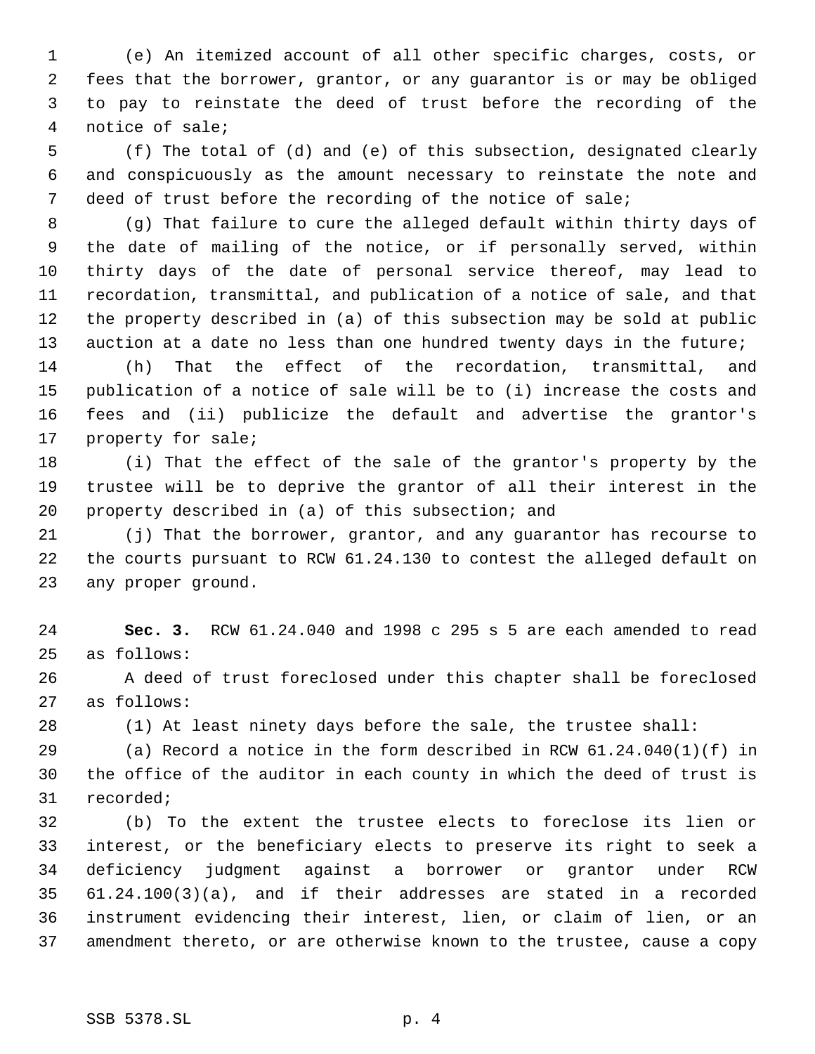(e) An itemized account of all other specific charges, costs, or fees that the borrower, grantor, or any guarantor is or may be obliged to pay to reinstate the deed of trust before the recording of the notice of sale;

(f) The total of (d) and (e) of this subsection, designated clearly and conspicuously as the amount necessary to reinstate the note and deed of trust before the recording of the notice of sale;

(g) That failure to cure the alleged default within thirty days of the date of mailing of the notice, or if personally served, within thirty days of the date of personal service thereof, may lead to recordation, transmittal, and publication of a notice of sale, and that the property described in (a) of this subsection may be sold at public auction at a date no less than one hundred twenty days in the future;

(h) That the effect of the recordation, transmittal, and publication of a notice of sale will be to (i) increase the costs and fees and (ii) publicize the default and advertise the grantor's property for sale;

(i) That the effect of the sale of the grantor's property by the trustee will be to deprive the grantor of all their interest in the property described in (a) of this subsection; and

(j) That the borrower, grantor, and any guarantor has recourse to the courts pursuant to RCW 61.24.130 to contest the alleged default on any proper ground.

**Sec. 3.** RCW 61.24.040 and 1998 c 295 s 5 are each amended to read as follows:

A deed of trust foreclosed under this chapter shall be foreclosed as follows:

(1) At least ninety days before the sale, the trustee shall:

(a) Record a notice in the form described in RCW 61.24.040(1)(f) in the office of the auditor in each county in which the deed of trust is recorded;

(b) To the extent the trustee elects to foreclose its lien or interest, or the beneficiary elects to preserve its right to seek a deficiency judgment against a borrower or grantor under RCW 61.24.100(3)(a), and if their addresses are stated in a recorded instrument evidencing their interest, lien, or claim of lien, or an amendment thereto, or are otherwise known to the trustee, cause a copy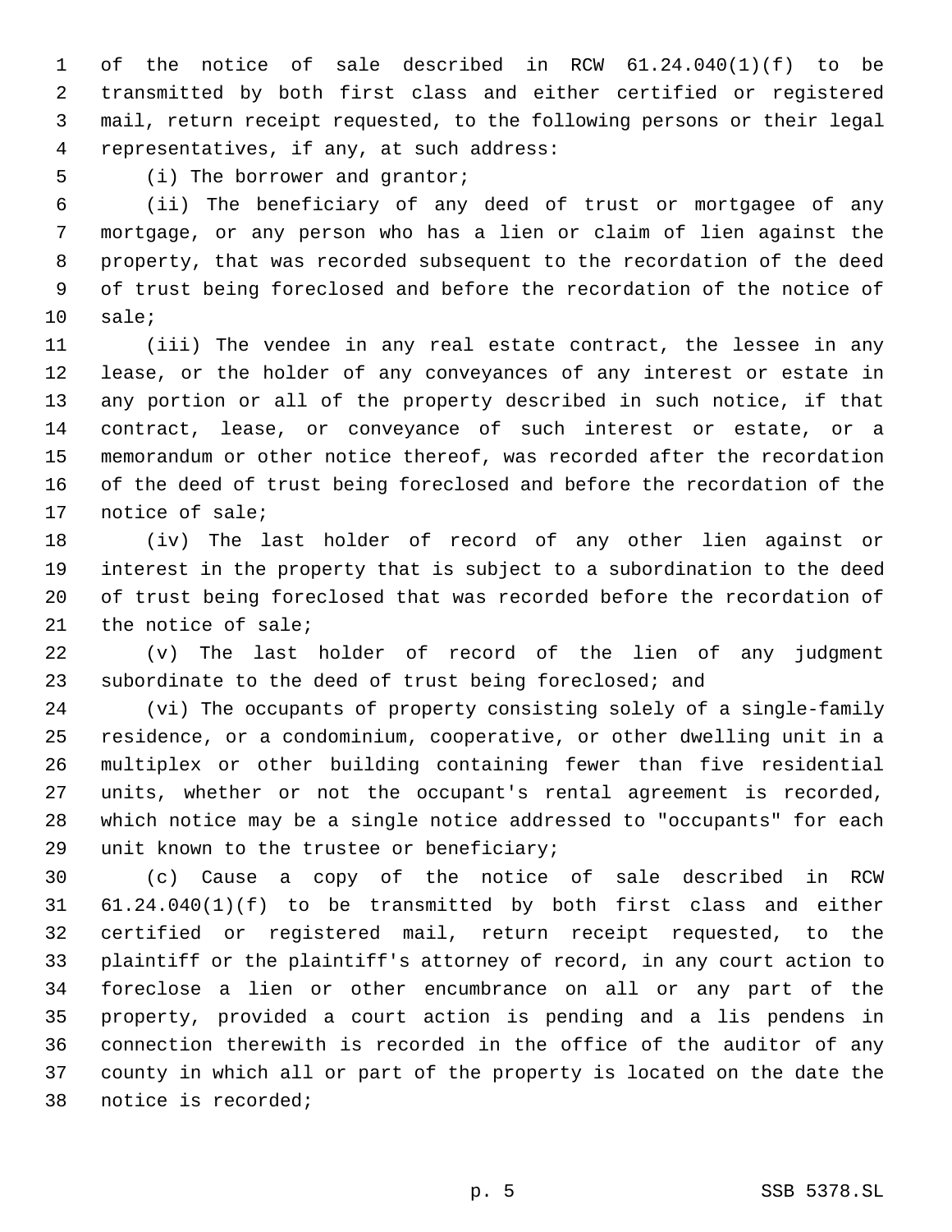of the notice of sale described in RCW 61.24.040(1)(f) to be transmitted by both first class and either certified or registered mail, return receipt requested, to the following persons or their legal representatives, if any, at such address:

(i) The borrower and grantor;

(ii) The beneficiary of any deed of trust or mortgagee of any mortgage, or any person who has a lien or claim of lien against the property, that was recorded subsequent to the recordation of the deed of trust being foreclosed and before the recordation of the notice of sale;

(iii) The vendee in any real estate contract, the lessee in any lease, or the holder of any conveyances of any interest or estate in any portion or all of the property described in such notice, if that contract, lease, or conveyance of such interest or estate, or a memorandum or other notice thereof, was recorded after the recordation of the deed of trust being foreclosed and before the recordation of the notice of sale;

(iv) The last holder of record of any other lien against or interest in the property that is subject to a subordination to the deed of trust being foreclosed that was recorded before the recordation of the notice of sale;

(v) The last holder of record of the lien of any judgment subordinate to the deed of trust being foreclosed; and

(vi) The occupants of property consisting solely of a single-family residence, or a condominium, cooperative, or other dwelling unit in a multiplex or other building containing fewer than five residential units, whether or not the occupant's rental agreement is recorded, which notice may be a single notice addressed to "occupants" for each unit known to the trustee or beneficiary;

(c) Cause a copy of the notice of sale described in RCW 61.24.040(1)(f) to be transmitted by both first class and either certified or registered mail, return receipt requested, to the plaintiff or the plaintiff's attorney of record, in any court action to foreclose a lien or other encumbrance on all or any part of the property, provided a court action is pending and a lis pendens in connection therewith is recorded in the office of the auditor of any county in which all or part of the property is located on the date the notice is recorded;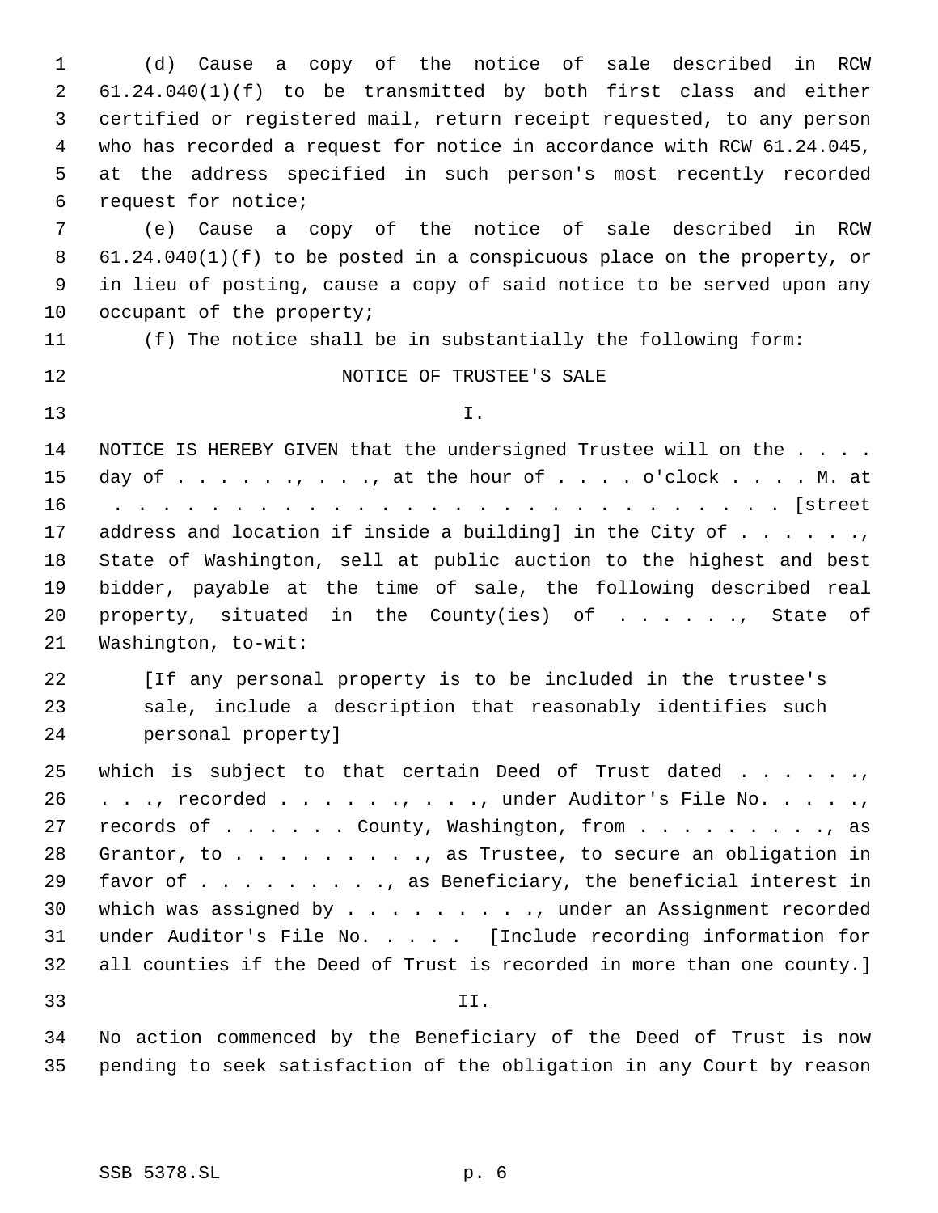(d) Cause a copy of the notice of sale described in RCW 61.24.040(1)(f) to be transmitted by both first class and either certified or registered mail, return receipt requested, to any person who has recorded a request for notice in accordance with RCW 61.24.045, at the address specified in such person's most recently recorded request for notice;

(e) Cause a copy of the notice of sale described in RCW 61.24.040(1)(f) to be posted in a conspicuous place on the property, or in lieu of posting, cause a copy of said notice to be served upon any occupant of the property;

(f) The notice shall be in substantially the following form:

NOTICE OF TRUSTEE'S SALE

I.

NOTICE IS HEREBY GIVEN that the undersigned Trustee will on the . . . . day of . . . . . ., . . ., at the hour of . . . . o'clock . . . . M. at . . . . . . . . . . . . . . . . . . . . . . . . . . . . . [street address and location if inside a building] in the City of . . . . . ., State of Washington, sell at public auction to the highest and best bidder, payable at the time of sale, the following described real property, situated in the County(ies) of . . . . . ., State of Washington, to-wit:

> [If any personal property is to be included in the trustee's sale, include a description that reasonably identifies such personal property]

which is subject to that certain Deed of Trust dated . . . . . ., . . ., recorded . . . . . ., . . ., under Auditor's File No. . . . ., records of . . . . . . County, Washington, from . . . . . . . . . ., as Grantor, to . . . . . . . . . ., as Trustee, to secure an obligation in favor of . . . . . . . . ., as Beneficiary, the beneficial interest in which was assigned by . . . . . . . . ., under an Assignment recorded under Auditor's File No. . . . . [Include recording information for all counties if the Deed of Trust is recorded in more than one county.]

II.

No action commenced by the Beneficiary of the Deed of Trust is now pending to seek satisfaction of the obligation in any Court by reason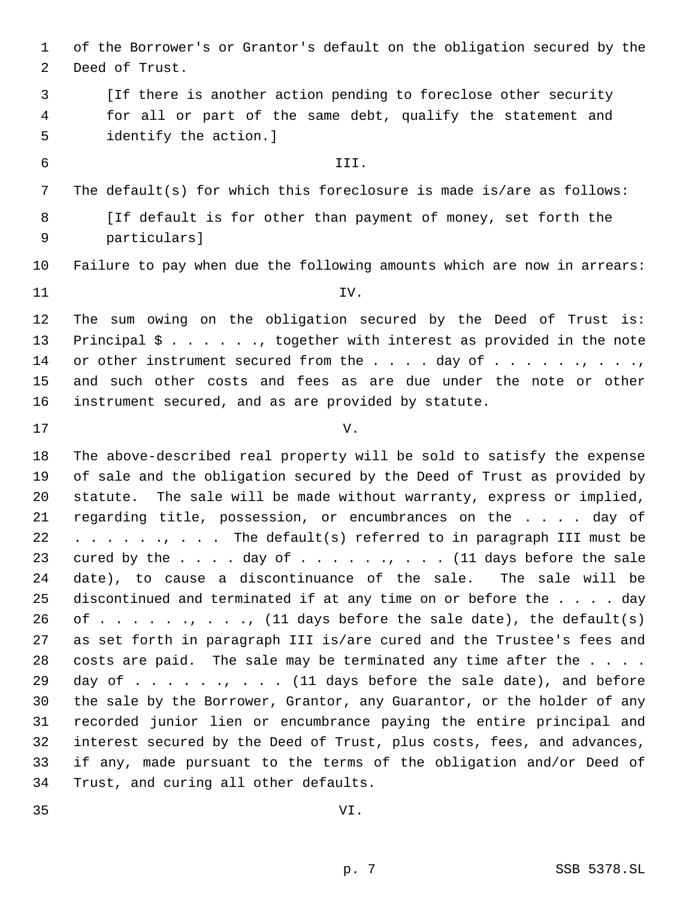of the Borrower's or Grantor's default on the obligation secured by the Deed of Trust.

[If there is another action pending to foreclose other security for all or part of the same debt, qualify the statement and identify the action.]

III.

The default(s) for which this foreclosure is made is/are as follows:

[If default is for other than payment of money, set forth the particulars]

Failure to pay when due the following amounts which are now in arrears:

IV.

The sum owing on the obligation secured by the Deed of Trust is: Principal $ . . . . . ., together with interest as provided in the note or other instrument secured from the . . . . day of . . . . . ., . . ., and such other costs and fees as are due under the note or other instrument secured, and as are provided by statute.

V.

The above-described real property will be sold to satisfy the expense of sale and the obligation secured by the Deed of Trust as provided by statute. The sale will be made without warranty, express or implied, regarding title, possession, or encumbrances on the . . . . day of . . . . . ., . . . The default(s) referred to in paragraph III must be cured by the . . . . day of . . . . . ., . . . (11 days before the sale date), to cause a discontinuance of the sale. The sale will be discontinued and terminated if at any time on or before the . . . . day of . . . . . ., . . ., (11 days before the sale date), the default(s) as set forth in paragraph III is/are cured and the Trustee's fees and costs are paid. The sale may be terminated any time after the . . . . day of . . . . . ., . . . (11 days before the sale date), and before the sale by the Borrower, Grantor, any Guarantor, or the holder of any recorded junior lien or encumbrance paying the entire principal and interest secured by the Deed of Trust, plus costs, fees, and advances, if any, made pursuant to the terms of the obligation and/or Deed of Trust, and curing all other defaults.

VI.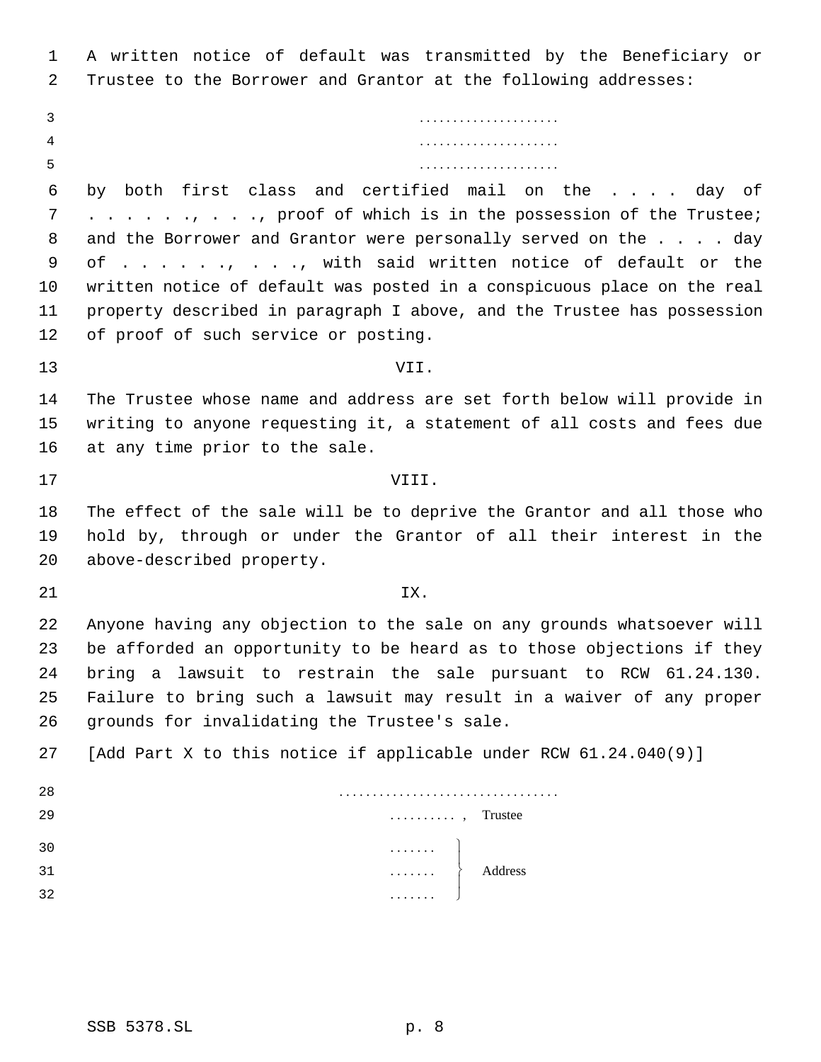A written notice of default was transmitted by the Beneficiary or Trustee to the Borrower and Grantor at the following addresses:

.....................
.....................
.....................

by both first class and certified mail on the . . . . day of . . . . . . ., . . . ., proof of which is in the possession of the Trustee; and the Borrower and Grantor were personally served on the . . . . day of . . . . . . ., . . . ., with said written notice of default or the written notice of default was posted in a conspicuous place on the real property described in paragraph I above, and the Trustee has possession of proof of such service or posting.

VII.

The Trustee whose name and address are set forth below will provide in writing to anyone requesting it, a statement of all costs and fees due at any time prior to the sale.

VIII.

The effect of the sale will be to deprive the Grantor and all those who hold by, through or under the Grantor of all their interest in the above-described property.

IX.

Anyone having any objection to the sale on any grounds whatsoever will be afforded an opportunity to be heard as to those objections if they bring a lawsuit to restrain the sale pursuant to RCW 61.24.130. Failure to bring such a lawsuit may result in a waiver of any proper grounds for invalidating the Trustee's sale.

[Add Part X to this notice if applicable under RCW 61.24.040(9)]

.................................
.........., Trustee

.......
....... Address
.......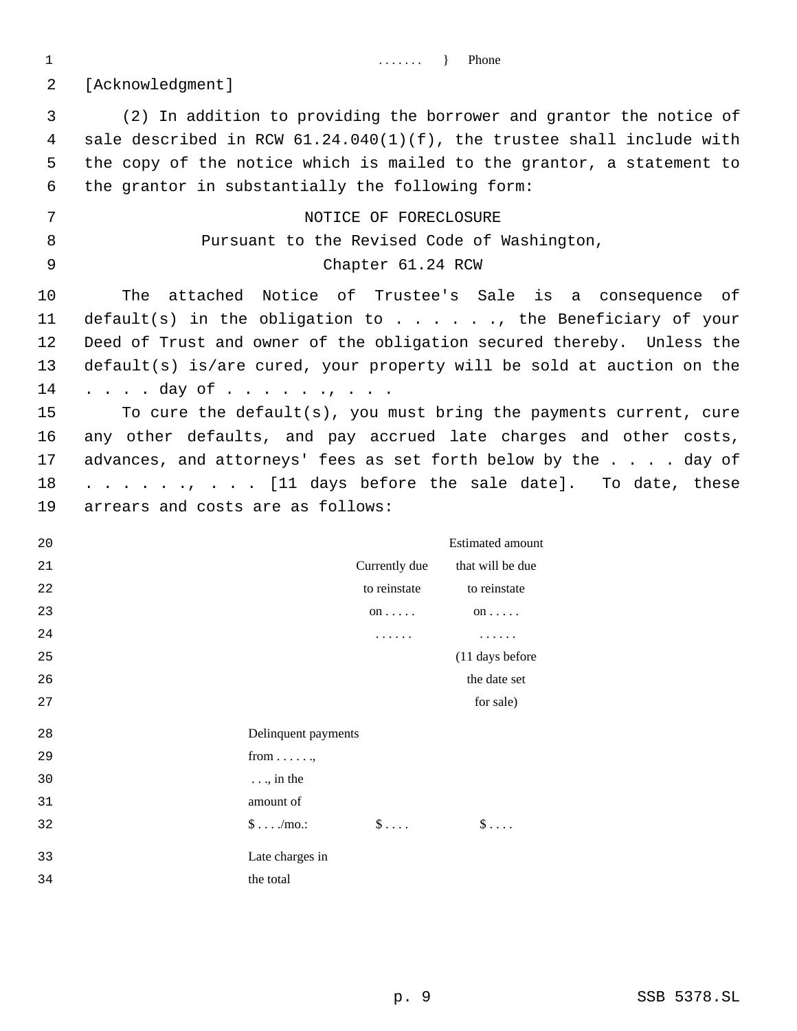. . . . . . . } Phone

[Acknowledgment]

(2) In addition to providing the borrower and grantor the notice of sale described in RCW 61.24.040(1)(f), the trustee shall include with the copy of the notice which is mailed to the grantor, a statement to the grantor in substantially the following form:

NOTICE OF FORECLOSURE
Pursuant to the Revised Code of Washington,
Chapter 61.24 RCW

The attached Notice of Trustee's Sale is a consequence of default(s) in the obligation to . . . . . ., the Beneficiary of your Deed of Trust and owner of the obligation secured thereby. Unless the default(s) is/are cured, your property will be sold at auction on the . . . . day of . . . . . ., . . .

To cure the default(s), you must bring the payments current, cure any other defaults, and pay accrued late charges and other costs, advances, and attorneys' fees as set forth below by the . . . . day of . . . . . ., . . . [11 days before the sale date]. To date, these arrears and costs are as follows:

| | Currently due to reinstate on . . . . . . . . . . . | Estimated amount that will be due to reinstate on . . . . . . . . . . . (11 days before the date set for sale) |
|---|---|---|
| Delinquent payments from . . . . . ., . . ., in the amount of $ . . . ./mo.: | $ . . . . | $ . . . . |
| Late charges in the total | | |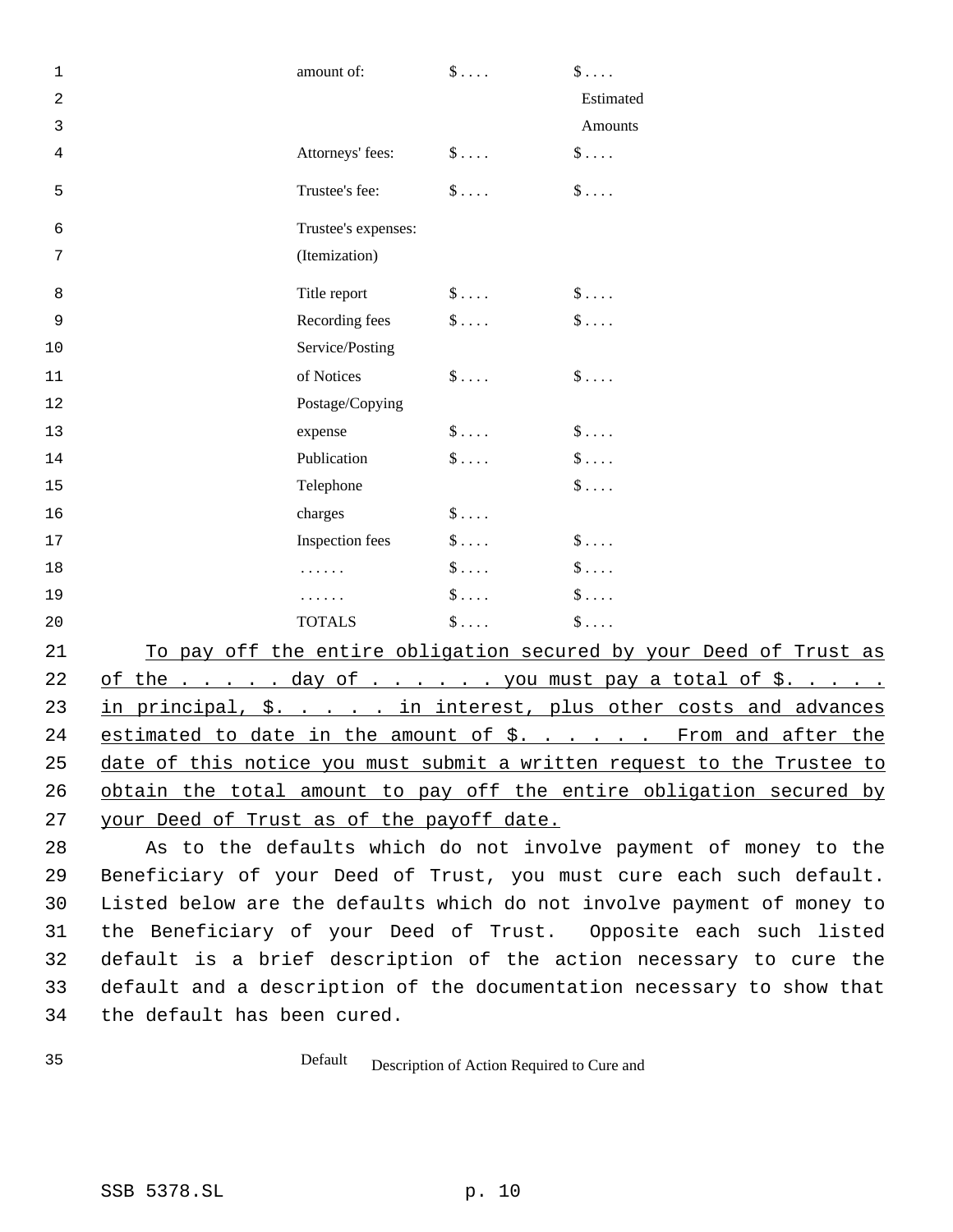| | | |
|---|---|---|
| amount of: | $ . . . . | $ . . . . |
| | | Estimated Amounts |
| Attorneys' fees: | $ . . . . | $ . . . . |
| Trustee's fee: | $ . . . . | $ . . . . |
| Trustee's expenses: (Itemization) | | |
| Title report | $ . . . . | $ . . . . |
| Recording fees | $ . . . . | $ . . . . |
| Service/Posting of Notices | $ . . . . | $ . . . . |
| Postage/Copying expense | $ . . . . | $ . . . . |
| Publication | $ . . . . | $ . . . . |
| Telephone charges | $ . . . . | $ . . . . |
| Inspection fees | $ . . . . | $ . . . . |
| . . . . . . | $ . . . . | $ . . . . |
| . . . . . . | $ . . . . | $ . . . . |
| TOTALS | $ . . . . | $ . . . . |

To pay off the entire obligation secured by your Deed of Trust as of the . . . . . day of . . . . . . you must pay a total of $. . . . . in principal, $. . . . . in interest, plus other costs and advances estimated to date in the amount of $. . . . . . From and after the date of this notice you must submit a written request to the Trustee to obtain the total amount to pay off the entire obligation secured by your Deed of Trust as of the payoff date.

As to the defaults which do not involve payment of money to the Beneficiary of your Deed of Trust, you must cure each such default. Listed below are the defaults which do not involve payment of money to the Beneficiary of your Deed of Trust. Opposite each such listed default is a brief description of the action necessary to cure the default and a description of the documentation necessary to show that the default has been cured.

| Default | Description of Action Required to Cure and |
|---|---|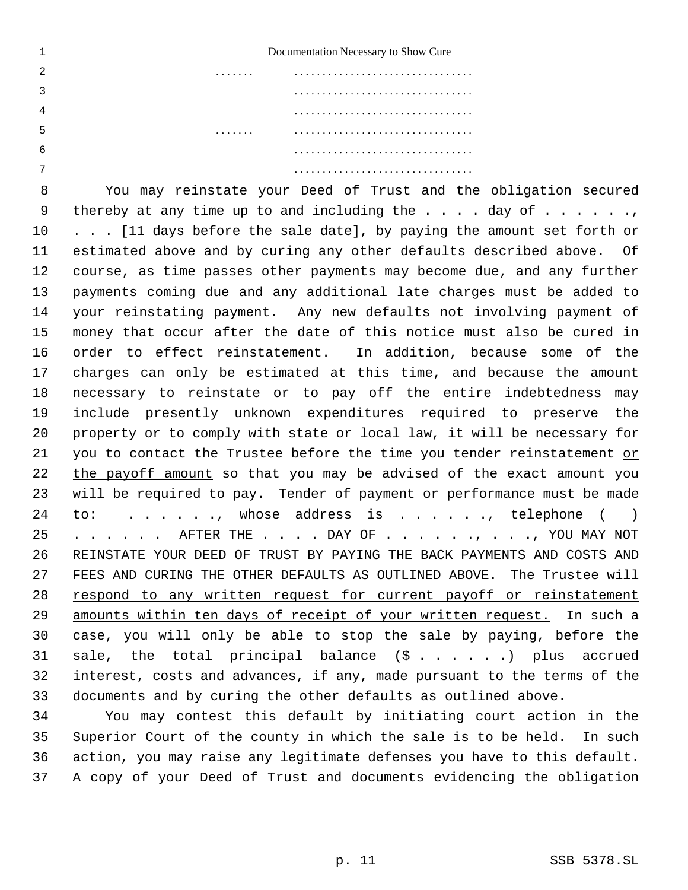Documentation Necessary to Show Cure

. . . . . . .        . . . . . . . . . . . . . . . . . . . . . . . . . . . . . . .

. . . . . . . . . . . . . . . . . . . . . . . . . . . . . . .

. . . . . . . . . . . . . . . . . . . . . . . . . . . . . . .

. . . . . . .        . . . . . . . . . . . . . . . . . . . . . . . . . . . . . . .

. . . . . . . . . . . . . . . . . . . . . . . . . . . . . . .

. . . . . . . . . . . . . . . . . . . . . . . . . . . . . . .

You may reinstate your Deed of Trust and the obligation secured thereby at any time up to and including the . . . . day of . . . . . . ., . . . [11 days before the sale date], by paying the amount set forth or estimated above and by curing any other defaults described above. Of course, as time passes other payments may become due, and any further payments coming due and any additional late charges must be added to your reinstating payment. Any new defaults not involving payment of money that occur after the date of this notice must also be cured in order to effect reinstatement. In addition, because some of the charges can only be estimated at this time, and because the amount necessary to reinstate <u>or to pay off the entire indebtedness</u> may include presently unknown expenditures required to preserve the property or to comply with state or local law, it will be necessary for you to contact the Trustee before the time you tender reinstatement <u>or the payoff amount</u> so that you may be advised of the exact amount you will be required to pay. Tender of payment or performance must be made to: . . . . . ., whose address is . . . . . ., telephone (  ) . . . . . . AFTER THE . . . . DAY OF . . . . . . ., . . . ., YOU MAY NOT REINSTATE YOUR DEED OF TRUST BY PAYING THE BACK PAYMENTS AND COSTS AND FEES AND CURING THE OTHER DEFAULTS AS OUTLINED ABOVE. <u>The Trustee will respond to any written request for current payoff or reinstatement amounts within ten days of receipt of your written request.</u> In such a case, you will only be able to stop the sale by paying, before the sale, the total principal balance ($ . . . . . . .) plus accrued interest, costs and advances, if any, made pursuant to the terms of the documents and by curing the other defaults as outlined above.

You may contest this default by initiating court action in the Superior Court of the county in which the sale is to be held. In such action, you may raise any legitimate defenses you have to this default. A copy of your Deed of Trust and documents evidencing the obligation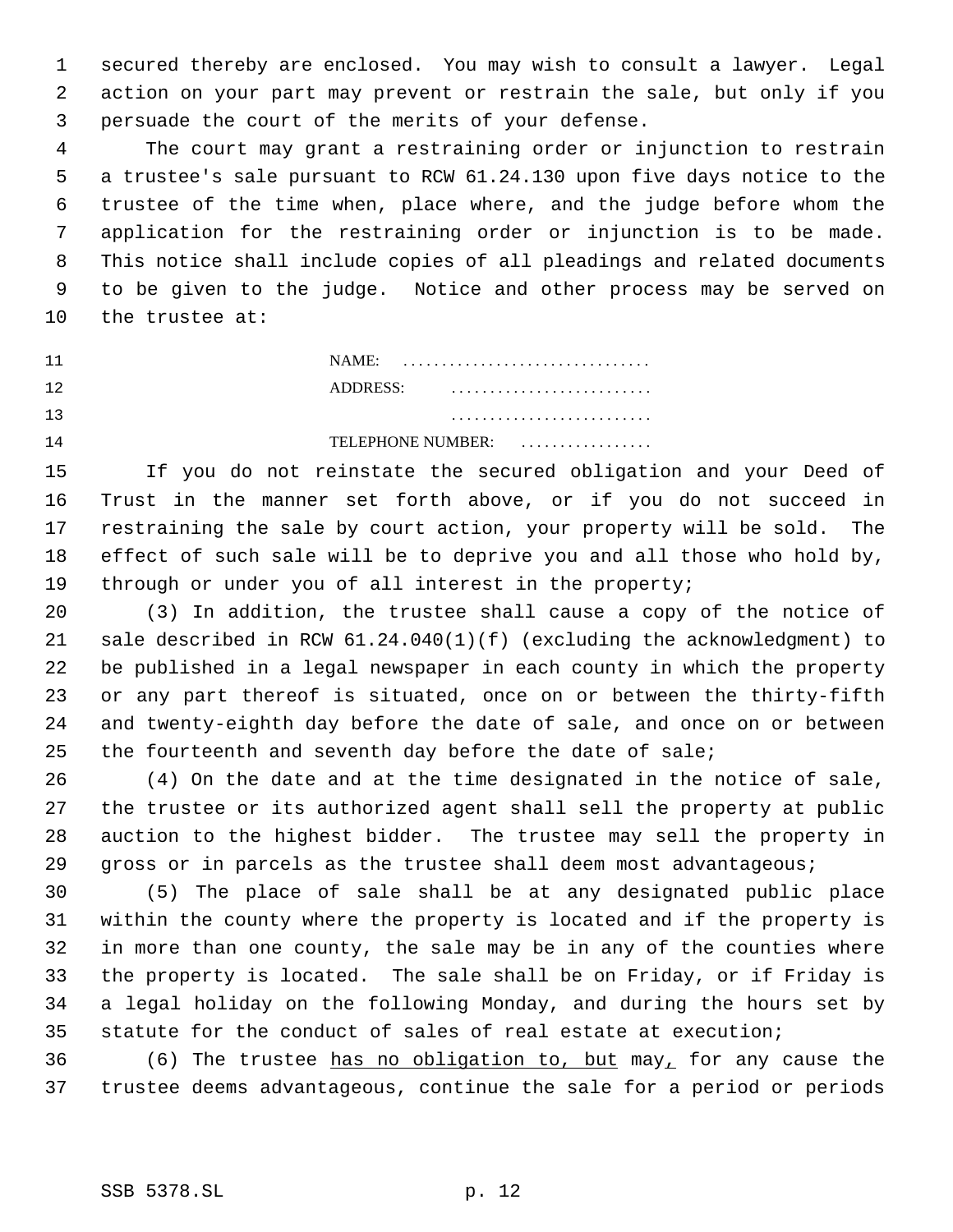secured thereby are enclosed. You may wish to consult a lawyer. Legal action on your part may prevent or restrain the sale, but only if you persuade the court of the merits of your defense.

The court may grant a restraining order or injunction to restrain a trustee's sale pursuant to RCW 61.24.130 upon five days notice to the trustee of the time when, place where, and the judge before whom the application for the restraining order or injunction is to be made. This notice shall include copies of all pleadings and related documents to be given to the judge. Notice and other process may be served on the trustee at:

NAME: ................................
ADDRESS: ..........................
..........................
TELEPHONE NUMBER: .................

If you do not reinstate the secured obligation and your Deed of Trust in the manner set forth above, or if you do not succeed in restraining the sale by court action, your property will be sold. The effect of such sale will be to deprive you and all those who hold by, through or under you of all interest in the property;

(3) In addition, the trustee shall cause a copy of the notice of sale described in RCW 61.24.040(1)(f) (excluding the acknowledgment) to be published in a legal newspaper in each county in which the property or any part thereof is situated, once on or between the thirty-fifth and twenty-eighth day before the date of sale, and once on or between the fourteenth and seventh day before the date of sale;

(4) On the date and at the time designated in the notice of sale, the trustee or its authorized agent shall sell the property at public auction to the highest bidder. The trustee may sell the property in gross or in parcels as the trustee shall deem most advantageous;

(5) The place of sale shall be at any designated public place within the county where the property is located and if the property is in more than one county, the sale may be in any of the counties where the property is located. The sale shall be on Friday, or if Friday is a legal holiday on the following Monday, and during the hours set by statute for the conduct of sales of real estate at execution;

(6) The trustee <u>has no obligation to, but</u> may<u>,</u> for any cause the trustee deems advantageous, continue the sale for a period or periods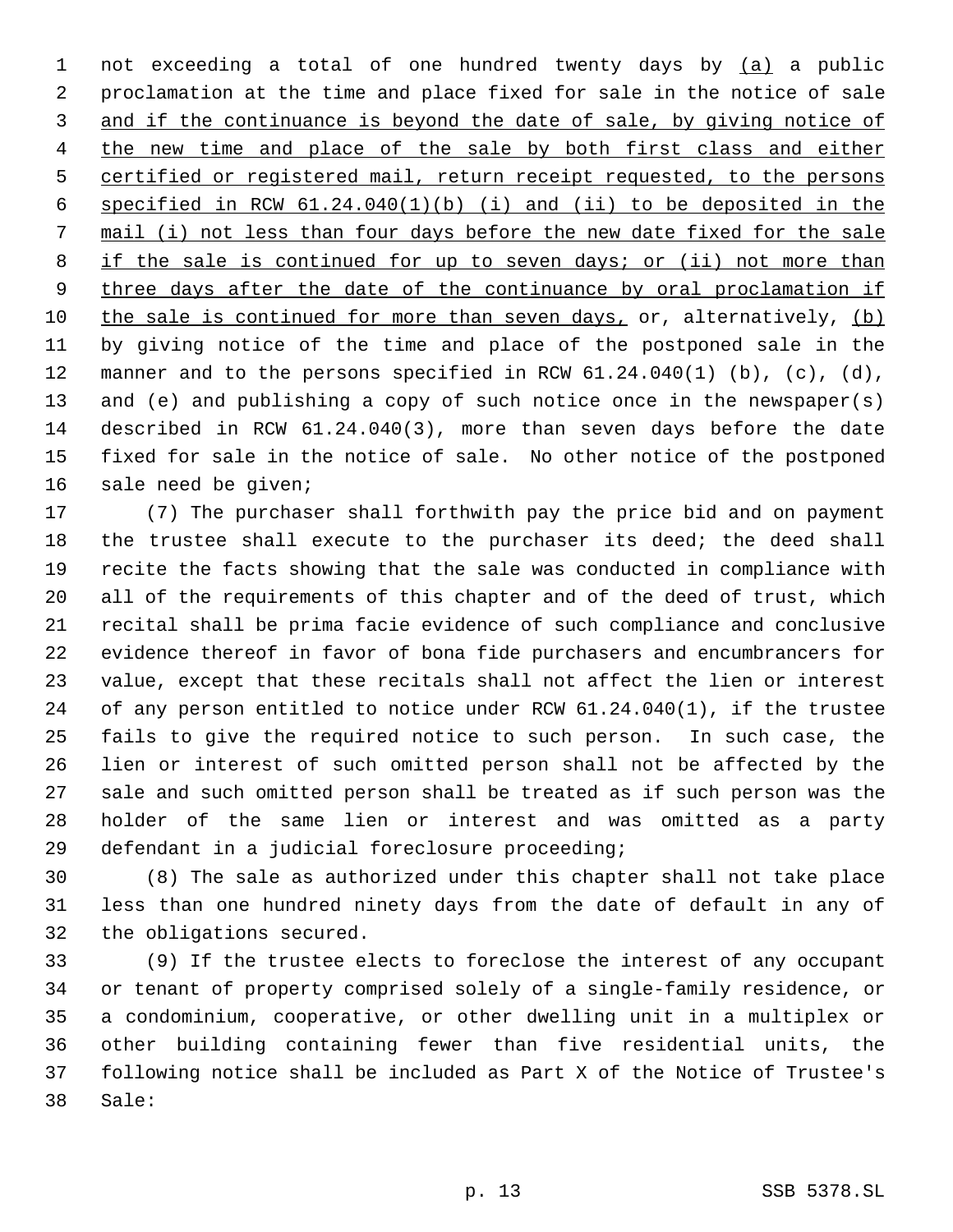not exceeding a total of one hundred twenty days by <u>(a)</u> a public proclamation at the time and place fixed for sale in the notice of sale <u>and if the continuance is beyond the date of sale, by giving notice of the new time and place of the sale by both first class and either certified or registered mail, return receipt requested, to the persons specified in RCW 61.24.040(1)(b) (i) and (ii) to be deposited in the mail (i) not less than four days before the new date fixed for the sale if the sale is continued for up to seven days; or (ii) not more than three days after the date of the continuance by oral proclamation if the sale is continued for more than seven days,</u> or, alternatively, <u>(b)</u> by giving notice of the time and place of the postponed sale in the manner and to the persons specified in RCW 61.24.040(1) (b), (c), (d), and (e) and publishing a copy of such notice once in the newspaper(s) described in RCW 61.24.040(3), more than seven days before the date fixed for sale in the notice of sale. No other notice of the postponed sale need be given;

(7) The purchaser shall forthwith pay the price bid and on payment the trustee shall execute to the purchaser its deed; the deed shall recite the facts showing that the sale was conducted in compliance with all of the requirements of this chapter and of the deed of trust, which recital shall be prima facie evidence of such compliance and conclusive evidence thereof in favor of bona fide purchasers and encumbrancers for value, except that these recitals shall not affect the lien or interest of any person entitled to notice under RCW 61.24.040(1), if the trustee fails to give the required notice to such person. In such case, the lien or interest of such omitted person shall not be affected by the sale and such omitted person shall be treated as if such person was the holder of the same lien or interest and was omitted as a party defendant in a judicial foreclosure proceeding;

(8) The sale as authorized under this chapter shall not take place less than one hundred ninety days from the date of default in any of the obligations secured.

(9) If the trustee elects to foreclose the interest of any occupant or tenant of property comprised solely of a single-family residence, or a condominium, cooperative, or other dwelling unit in a multiplex or other building containing fewer than five residential units, the following notice shall be included as Part X of the Notice of Trustee's Sale: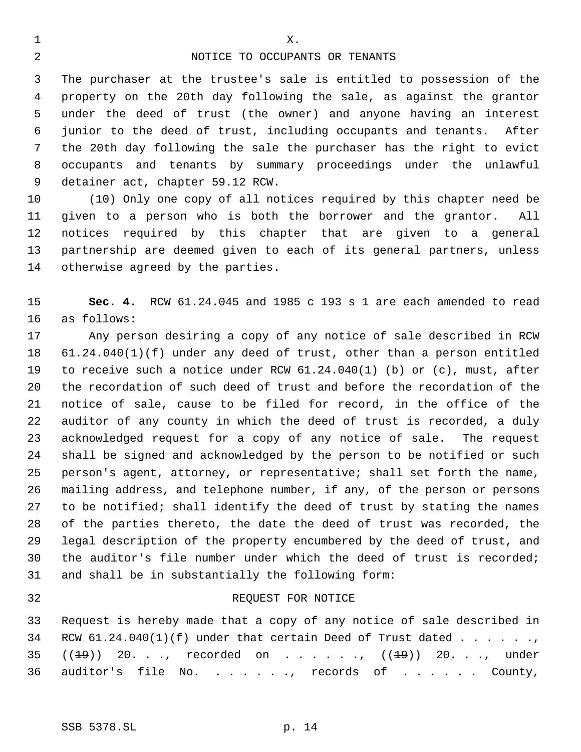X.

NOTICE TO OCCUPANTS OR TENANTS

The purchaser at the trustee's sale is entitled to possession of the property on the 20th day following the sale, as against the grantor under the deed of trust (the owner) and anyone having an interest junior to the deed of trust, including occupants and tenants. After the 20th day following the sale the purchaser has the right to evict occupants and tenants by summary proceedings under the unlawful detainer act, chapter 59.12 RCW.

(10) Only one copy of all notices required by this chapter need be given to a person who is both the borrower and the grantor. All notices required by this chapter that are given to a general partnership are deemed given to each of its general partners, unless otherwise agreed by the parties.

**Sec. 4.** RCW 61.24.045 and 1985 c 193 s 1 are each amended to read as follows:

Any person desiring a copy of any notice of sale described in RCW 61.24.040(1)(f) under any deed of trust, other than a person entitled to receive such a notice under RCW 61.24.040(1) (b) or (c), must, after the recordation of such deed of trust and before the recordation of the notice of sale, cause to be filed for record, in the office of the auditor of any county in which the deed of trust is recorded, a duly acknowledged request for a copy of any notice of sale. The request shall be signed and acknowledged by the person to be notified or such person's agent, attorney, or representative; shall set forth the name, mailing address, and telephone number, if any, of the person or persons to be notified; shall identify the deed of trust by stating the names of the parties thereto, the date the deed of trust was recorded, the legal description of the property encumbered by the deed of trust, and the auditor's file number under which the deed of trust is recorded; and shall be in substantially the following form:

REQUEST FOR NOTICE

Request is hereby made that a copy of any notice of sale described in RCW 61.24.040(1)(f) under that certain Deed of Trust dated . . . . . ., ((~~19~~)) 20. . ., recorded on . . . . . ., ((~~19~~)) 20. . ., under auditor's file No. . . . . . ., records of . . . . . . County,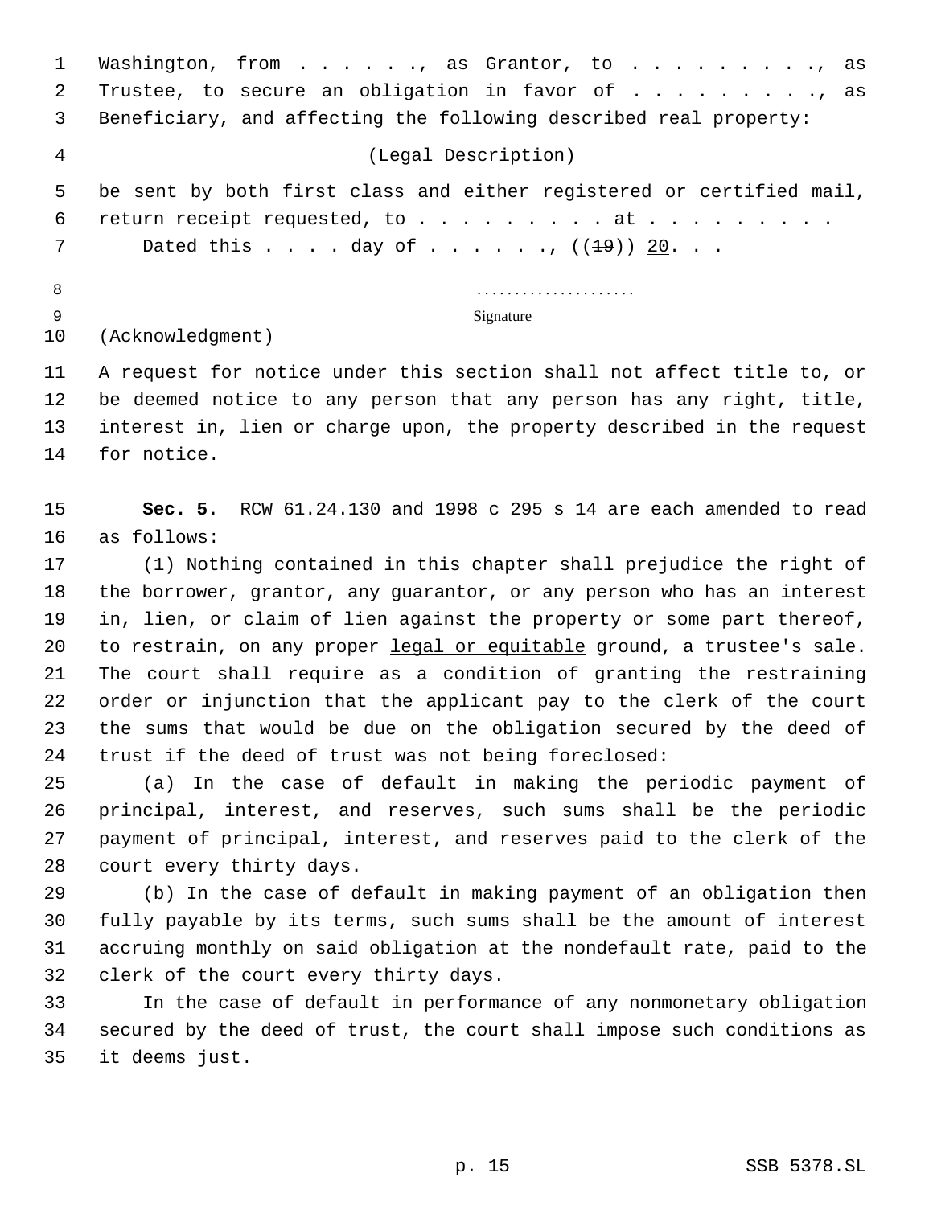Washington, from . . . . . . ., as Grantor, to . . . . . . . . . ., as Trustee, to secure an obligation in favor of . . . . . . . . . ., as Beneficiary, and affecting the following described real property:

(Legal Description)

be sent by both first class and either registered or certified mail, return receipt requested, to . . . . . . . . . . at . . . . . . . . . .

Dated this . . . . day of . . . . . . ., ((~~19~~)) 20. . .

. . . . . . . . . . . . . . . . . . . . .
Signature

(Acknowledgment)

A request for notice under this section shall not affect title to, or be deemed notice to any person that any person has any right, title, interest in, lien or charge upon, the property described in the request for notice.

**Sec. 5.** RCW 61.24.130 and 1998 c 295 s 14 are each amended to read as follows:

(1) Nothing contained in this chapter shall prejudice the right of the borrower, grantor, any guarantor, or any person who has an interest in, lien, or claim of lien against the property or some part thereof, to restrain, on any proper <u>legal or equitable</u> ground, a trustee's sale. The court shall require as a condition of granting the restraining order or injunction that the applicant pay to the clerk of the court the sums that would be due on the obligation secured by the deed of trust if the deed of trust was not being foreclosed:

(a) In the case of default in making the periodic payment of principal, interest, and reserves, such sums shall be the periodic payment of principal, interest, and reserves paid to the clerk of the court every thirty days.

(b) In the case of default in making payment of an obligation then fully payable by its terms, such sums shall be the amount of interest accruing monthly on said obligation at the nondefault rate, paid to the clerk of the court every thirty days.

In the case of default in performance of any nonmonetary obligation secured by the deed of trust, the court shall impose such conditions as it deems just.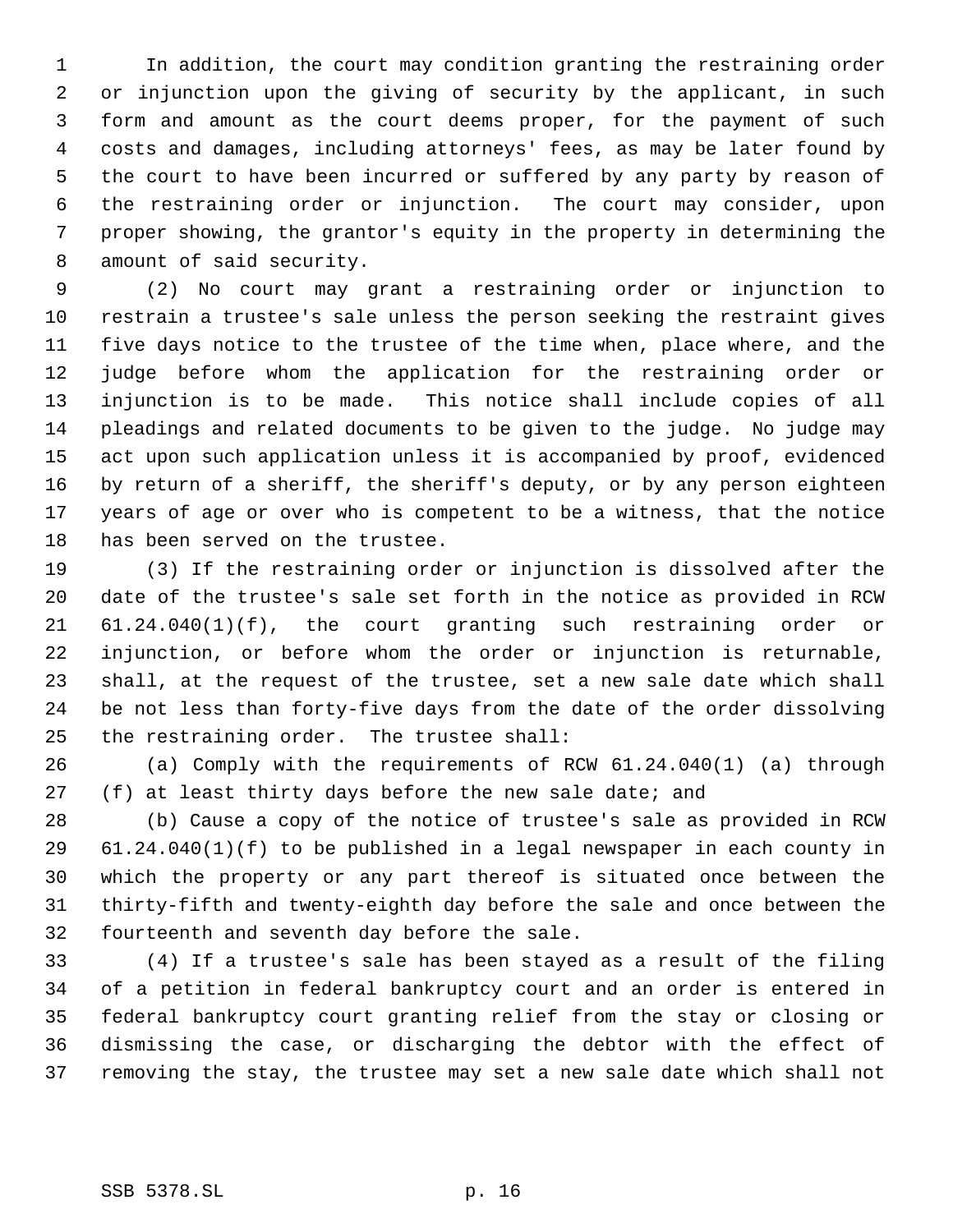In addition, the court may condition granting the restraining order or injunction upon the giving of security by the applicant, in such form and amount as the court deems proper, for the payment of such costs and damages, including attorneys' fees, as may be later found by the court to have been incurred or suffered by any party by reason of the restraining order or injunction. The court may consider, upon proper showing, the grantor's equity in the property in determining the amount of said security.

(2) No court may grant a restraining order or injunction to restrain a trustee's sale unless the person seeking the restraint gives five days notice to the trustee of the time when, place where, and the judge before whom the application for the restraining order or injunction is to be made. This notice shall include copies of all pleadings and related documents to be given to the judge. No judge may act upon such application unless it is accompanied by proof, evidenced by return of a sheriff, the sheriff's deputy, or by any person eighteen years of age or over who is competent to be a witness, that the notice has been served on the trustee.

(3) If the restraining order or injunction is dissolved after the date of the trustee's sale set forth in the notice as provided in RCW 61.24.040(1)(f), the court granting such restraining order or injunction, or before whom the order or injunction is returnable, shall, at the request of the trustee, set a new sale date which shall be not less than forty-five days from the date of the order dissolving the restraining order. The trustee shall:

(a) Comply with the requirements of RCW 61.24.040(1) (a) through (f) at least thirty days before the new sale date; and

(b) Cause a copy of the notice of trustee's sale as provided in RCW 61.24.040(1)(f) to be published in a legal newspaper in each county in which the property or any part thereof is situated once between the thirty-fifth and twenty-eighth day before the sale and once between the fourteenth and seventh day before the sale.

(4) If a trustee's sale has been stayed as a result of the filing of a petition in federal bankruptcy court and an order is entered in federal bankruptcy court granting relief from the stay or closing or dismissing the case, or discharging the debtor with the effect of removing the stay, the trustee may set a new sale date which shall not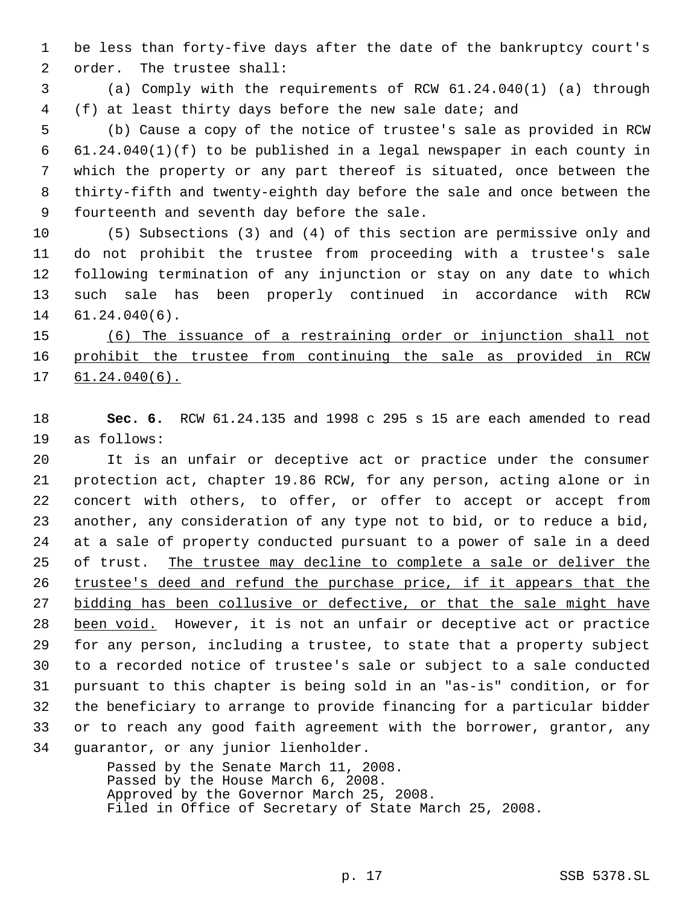be less than forty-five days after the date of the bankruptcy court's order. The trustee shall:

(a) Comply with the requirements of RCW 61.24.040(1) (a) through (f) at least thirty days before the new sale date; and

(b) Cause a copy of the notice of trustee's sale as provided in RCW 61.24.040(1)(f) to be published in a legal newspaper in each county in which the property or any part thereof is situated, once between the thirty-fifth and twenty-eighth day before the sale and once between the fourteenth and seventh day before the sale.

(5) Subsections (3) and (4) of this section are permissive only and do not prohibit the trustee from proceeding with a trustee's sale following termination of any injunction or stay on any date to which such sale has been properly continued in accordance with RCW 61.24.040(6).

<u>(6) The issuance of a restraining order or injunction shall not prohibit the trustee from continuing the sale as provided in RCW 61.24.040(6).</u>

**Sec. 6.** RCW 61.24.135 and 1998 c 295 s 15 are each amended to read as follows:

It is an unfair or deceptive act or practice under the consumer protection act, chapter 19.86 RCW, for any person, acting alone or in concert with others, to offer, or offer to accept or accept from another, any consideration of any type not to bid, or to reduce a bid, at a sale of property conducted pursuant to a power of sale in a deed of trust. <u>The trustee may decline to complete a sale or deliver the trustee's deed and refund the purchase price, if it appears that the bidding has been collusive or defective, or that the sale might have been void.</u> However, it is not an unfair or deceptive act or practice for any person, including a trustee, to state that a property subject to a recorded notice of trustee's sale or subject to a sale conducted pursuant to this chapter is being sold in an "as-is" condition, or for the beneficiary to arrange to provide financing for a particular bidder or to reach any good faith agreement with the borrower, grantor, any guarantor, or any junior lienholder.

Passed by the Senate March 11, 2008.
Passed by the House March 6, 2008.
Approved by the Governor March 25, 2008.
Filed in Office of Secretary of State March 25, 2008.